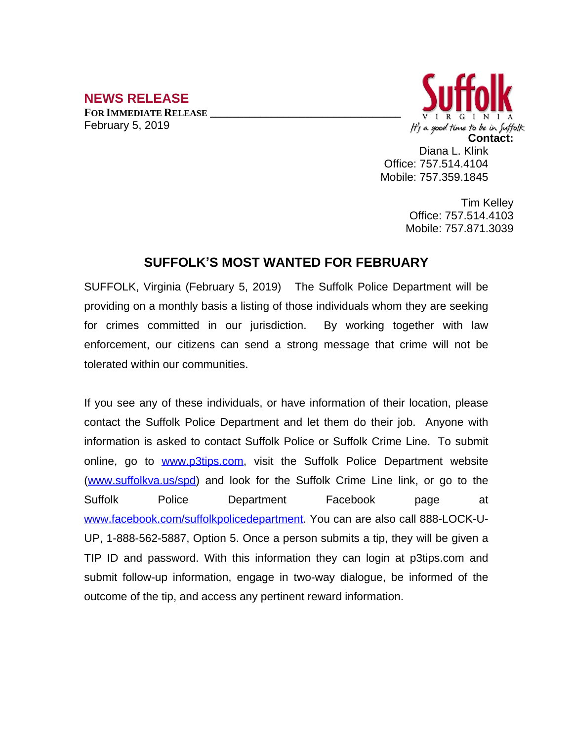**NEWS RELEASE**

**FOR IMMEDIATE RELEASE** \_\_\_\_\_\_\_\_\_\_\_\_\_\_\_\_\_\_\_\_\_\_\_\_\_\_\_\_\_\_\_\_

February 5, 2019

Suffolk VIRGINIA
*It's a good time to be in Suffolk*

**Contact:**

Diana L. Klink
Office: 757.514.4104
Mobile: 757.359.1845

Tim Kelley
Office: 757.514.4103
Mobile: 757.871.3039

## SUFFOLK'S MOST WANTED FOR FEBRUARY

SUFFOLK, Virginia (February 5, 2019) The Suffolk Police Department will be providing on a monthly basis a listing of those individuals whom they are seeking for crimes committed in our jurisdiction. By working together with law enforcement, our citizens can send a strong message that crime will not be tolerated within our communities.

If you see any of these individuals, or have information of their location, please contact the Suffolk Police Department and let them do their job. Anyone with information is asked to contact Suffolk Police or Suffolk Crime Line. To submit online, go to [www.p3tips.com](http://www.p3tips.com), visit the Suffolk Police Department website ([www.suffolkva.us/spd](http://www.suffolkva.us/spd)) and look for the Suffolk Crime Line link, or go to the Suffolk Police Department Facebook page at [www.facebook.com/suffolkpolicedepartment](http://www.facebook.com/suffolkpolicedepartment). You can are also call 888-LOCK-U-UP, 1-888-562-5887, Option 5. Once a person submits a tip, they will be given a TIP ID and password. With this information they can login at p3tips.com and submit follow-up information, engage in two-way dialogue, be informed of the outcome of the tip, and access any pertinent reward information.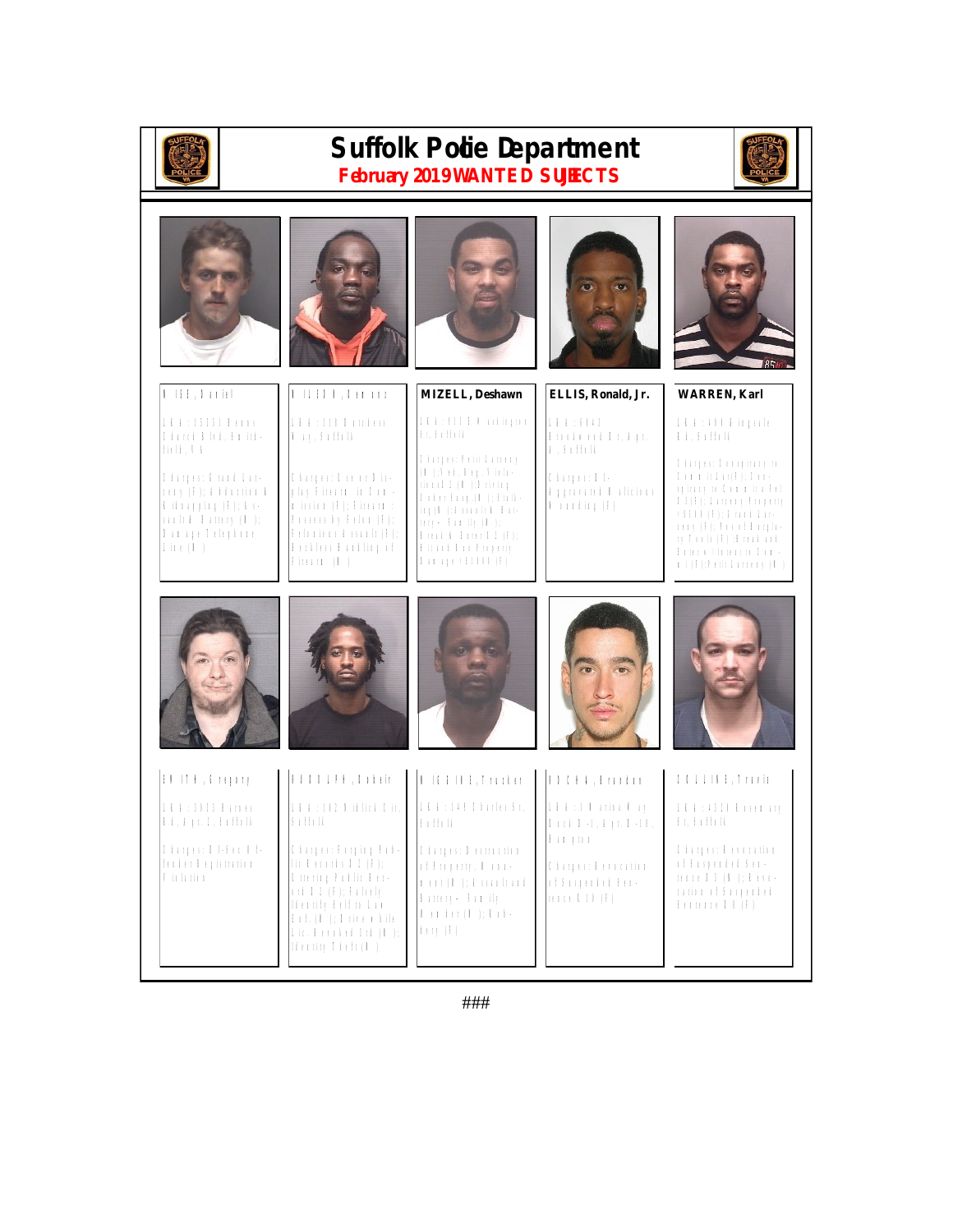# Suffolk Police Department

## February 2019 WANTED SUBJECTS

**MIZELL, Deshawn**

**ELLIS, Ronald, Jr.**

**WARREN, Karl**

###